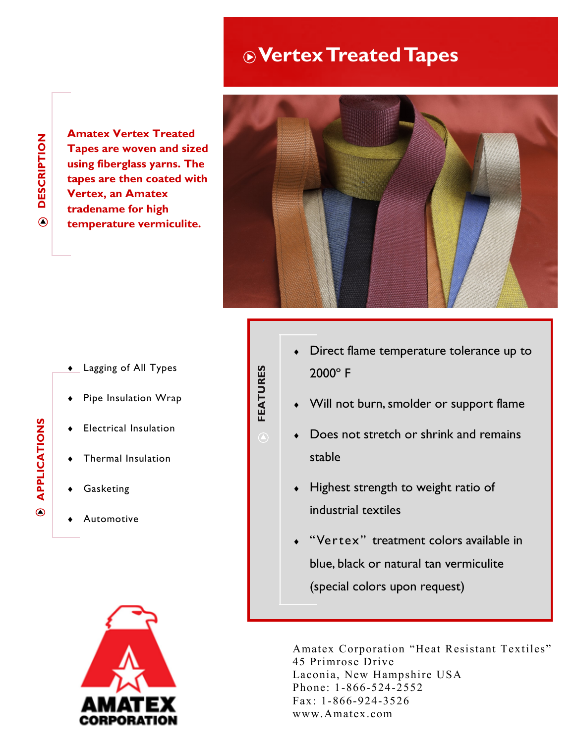# Vertex Treated Tapes

## DESCRIPTION

**Amatex Vertex Treated Tapes are woven and sized using fiberglass yarns. The tapes are then coated with Vertex, an Amatex tradename for high temperature vermiculite.**

## APPLICATIONS

- Lagging of All Types
- Pipe Insulation Wrap
- Electrical Insulation
- Thermal Insulation
- Gasketing
- Automotive

## FEATURES

- Direct flame temperature tolerance up to 2000° F
- Will not burn, smolder or support flame
- Does not stretch or shrink and remains stable
- Highest strength to weight ratio of industrial textiles
- "Vertex" treatment colors available in blue, black or natural tan vermiculite (special colors upon request)

AMATEX CORPORATION

Amatex Corporation "Heat Resistant Textiles"
45 Primrose Drive
Laconia, New Hampshire USA
Phone: 1-866-524-2552
Fax: 1-866-924-3526
www.Amatex.com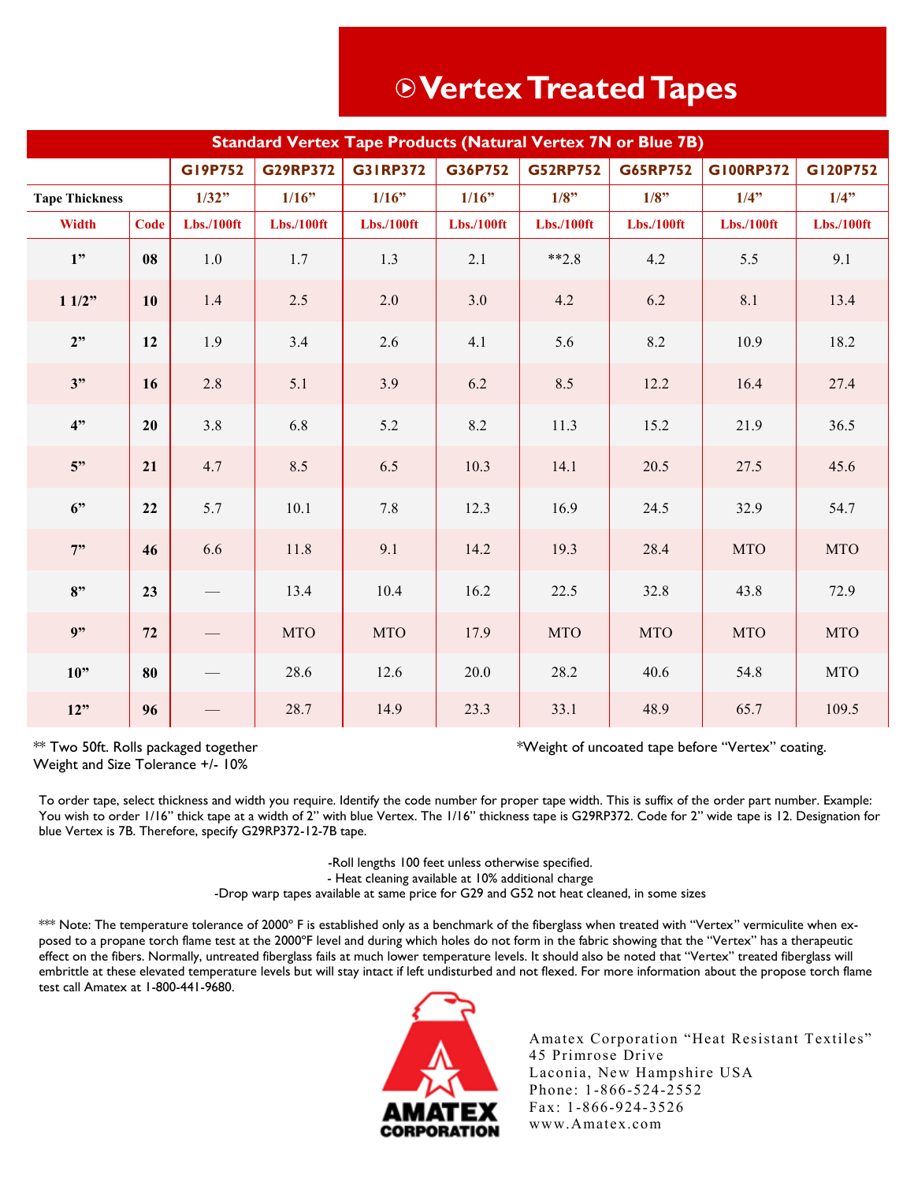# Vertex Treated Tapes

| Standard Vertex Tape Products (Natural Vertex 7N or Blue 7B) | | | | | | | | | |
|---|---|---|---|---|---|---|---|---|---|
| | | G19P752 | G29RP372 | G31RP372 | G36P752 | G52RP752 | G65RP752 | G100RP372 | G120P752 |
| Tape Thickness | | 1/32" | 1/16" | 1/16" | 1/16" | 1/8" | 1/8" | 1/4" | 1/4" |
| Width | Code | Lbs./100ft | Lbs./100ft | Lbs./100ft | Lbs./100ft | Lbs./100ft | Lbs./100ft | Lbs./100ft | Lbs./100ft |
| 1" | 08 | 1.0 | 1.7 | 1.3 | 2.1 | **2.8 | 4.2 | 5.5 | 9.1 |
| 1 1/2" | 10 | 1.4 | 2.5 | 2.0 | 3.0 | 4.2 | 6.2 | 8.1 | 13.4 |
| 2" | 12 | 1.9 | 3.4 | 2.6 | 4.1 | 5.6 | 8.2 | 10.9 | 18.2 |
| 3" | 16 | 2.8 | 5.1 | 3.9 | 6.2 | 8.5 | 12.2 | 16.4 | 27.4 |
| 4" | 20 | 3.8 | 6.8 | 5.2 | 8.2 | 11.3 | 15.2 | 21.9 | 36.5 |
| 5" | 21 | 4.7 | 8.5 | 6.5 | 10.3 | 14.1 | 20.5 | 27.5 | 45.6 |
| 6" | 22 | 5.7 | 10.1 | 7.8 | 12.3 | 16.9 | 24.5 | 32.9 | 54.7 |
| 7" | 46 | 6.6 | 11.8 | 9.1 | 14.2 | 19.3 | 28.4 | MTO | MTO |
| 8" | 23 | — | 13.4 | 10.4 | 16.2 | 22.5 | 32.8 | 43.8 | 72.9 |
| 9" | 72 | — | MTO | MTO | 17.9 | MTO | MTO | MTO | MTO |
| 10" | 80 | — | 28.6 | 12.6 | 20.0 | 28.2 | 40.6 | 54.8 | MTO |
| 12" | 96 | — | 28.7 | 14.9 | 23.3 | 33.1 | 48.9 | 65.7 | 109.5 |

** Two 50ft. Rolls packaged together
Weight and Size Tolerance +/- 10%

*Weight of uncoated tape before "Vertex" coating.

To order tape, select thickness and width you require. Identify the code number for proper tape width. This is suffix of the order part number. Example: You wish to order 1/16" thick tape at a width of 2" with blue Vertex. The 1/16" thickness tape is G29RP372. Code for 2" wide tape is 12. Designation for blue Vertex is 7B. Therefore, specify G29RP372-12-7B tape.

-Roll lengths 100 feet unless otherwise specified.
- Heat cleaning available at 10% additional charge
-Drop warp tapes available at same price for G29 and G52 not heat cleaned, in some sizes

*** Note: The temperature tolerance of 2000° F is established only as a benchmark of the fiberglass when treated with "Vertex" vermiculite when exposed to a propane torch flame test at the 2000°F level and during which holes do not form in the fabric showing that the "Vertex" has a therapeutic effect on the fibers. Normally, untreated fiberglass fails at much lower temperature levels. It should also be noted that "Vertex" treated fiberglass will embrittle at these elevated temperature levels but will stay intact if left undisturbed and not flexed. For more information about the propose torch flame test call Amatex at 1-800-441-9680.

AMATEX CORPORATION

Amatex Corporation "Heat Resistant Textiles"
45 Primrose Drive
Laconia, New Hampshire USA
Phone: 1-866-524-2552
Fax: 1-866-924-3526
www.Amatex.com